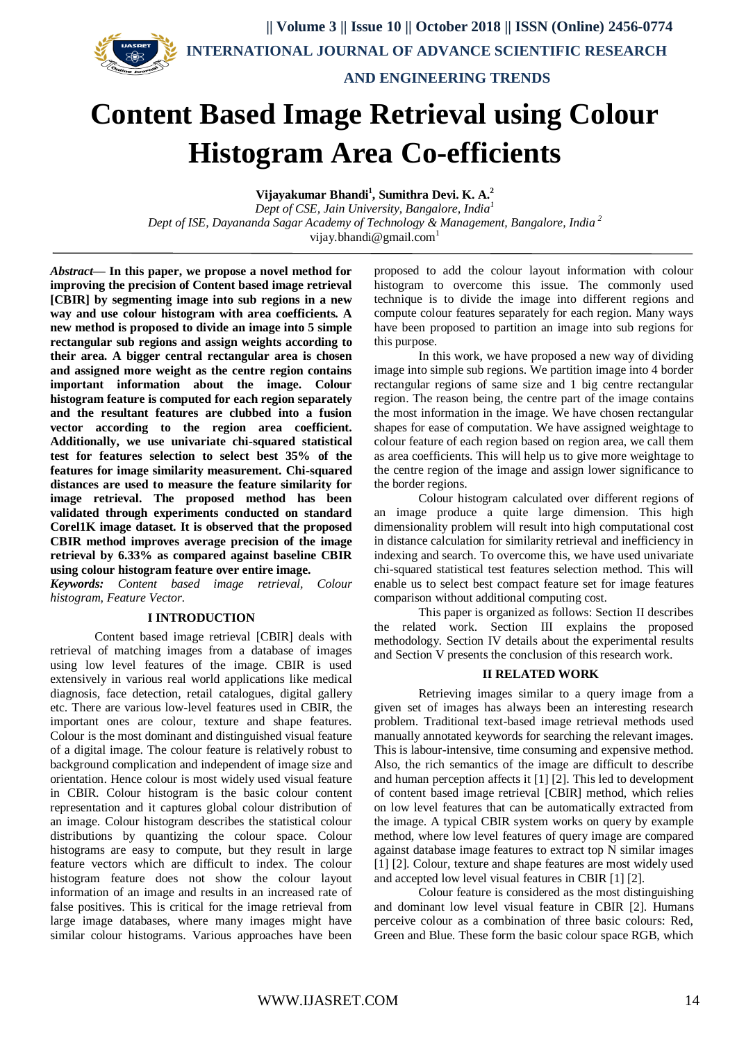# Content Based Image Retrieval using Colour Histogram Area Co-efficients

**Vijayakumar Bhandi[1], Sumithra Devi. K. A.[2]**

*Dept of CSE, Jain University, Bangalore, India[1]*

*Dept of ISE, Dayananda Sagar Academy of Technology & Management, Bangalore, India [2]*

vijay.bhandi@gmail.com[1]

---

*Abstract*— **In this paper, we propose a novel method for improving the precision of Content based image retrieval [CBIR] by segmenting image into sub regions in a new way and use colour histogram with area coefficients. A new method is proposed to divide an image into 5 simple rectangular sub regions and assign weights according to their area. A bigger central rectangular area is chosen and assigned more weight as the centre region contains important information about the image. Colour histogram feature is computed for each region separately and the resultant features are clubbed into a fusion vector according to the region area coefficient. Additionally, we use univariate chi-squared statistical test for features selection to select best 35% of the features for image similarity measurement. Chi-squared distances are used to measure the feature similarity for image retrieval. The proposed method has been validated through experiments conducted on standard Corel1K image dataset. It is observed that the proposed CBIR method improves average precision of the image retrieval by 6.33% as compared against baseline CBIR using colour histogram feature over entire image.**

***Keywords:*** *Content based image retrieval, Colour histogram, Feature Vector.*

## I INTRODUCTION

Content based image retrieval [CBIR] deals with retrieval of matching images from a database of images using low level features of the image. CBIR is used extensively in various real world applications like medical diagnosis, face detection, retail catalogues, digital gallery etc. There are various low-level features used in CBIR, the important ones are colour, texture and shape features. Colour is the most dominant and distinguished visual feature of a digital image. The colour feature is relatively robust to background complication and independent of image size and orientation. Hence colour is most widely used visual feature in CBIR. Colour histogram is the basic colour content representation and it captures global colour distribution of an image. Colour histogram describes the statistical colour distributions by quantizing the colour space. Colour histograms are easy to compute, but they result in large feature vectors which are difficult to index. The colour histogram feature does not show the colour layout information of an image and results in an increased rate of false positives. This is critical for the image retrieval from large image databases, where many images might have similar colour histograms. Various approaches have been proposed to add the colour layout information with colour histogram to overcome this issue. The commonly used technique is to divide the image into different regions and compute colour features separately for each region. Many ways have been proposed to partition an image into sub regions for this purpose.

In this work, we have proposed a new way of dividing image into simple sub regions. We partition image into 4 border rectangular regions of same size and 1 big centre rectangular region. The reason being, the centre part of the image contains the most information in the image. We have chosen rectangular shapes for ease of computation. We have assigned weightage to colour feature of each region based on region area, we call them as area coefficients. This will help us to give more weightage to the centre region of the image and assign lower significance to the border regions.

Colour histogram calculated over different regions of an image produce a quite large dimension. This high dimensionality problem will result into high computational cost in distance calculation for similarity retrieval and inefficiency in indexing and search. To overcome this, we have used univariate chi-squared statistical test features selection method. This will enable us to select best compact feature set for image features comparison without additional computing cost.

This paper is organized as follows: Section II describes the related work. Section III explains the proposed methodology. Section IV details about the experimental results and Section V presents the conclusion of this research work.

## II RELATED WORK

Retrieving images similar to a query image from a given set of images has always been an interesting research problem. Traditional text-based image retrieval methods used manually annotated keywords for searching the relevant images. This is labour-intensive, time consuming and expensive method. Also, the rich semantics of the image are difficult to describe and human perception affects it [1] [2]. This led to development of content based image retrieval [CBIR] method, which relies on low level features that can be automatically extracted from the image. A typical CBIR system works on query by example method, where low level features of query image are compared against database image features to extract top N similar images [1] [2]. Colour, texture and shape features are most widely used and accepted low level visual features in CBIR [1] [2].

Colour feature is considered as the most distinguishing and dominant low level visual feature in CBIR [2]. Humans perceive colour as a combination of three basic colours: Red, Green and Blue. These form the basic colour space RGB, which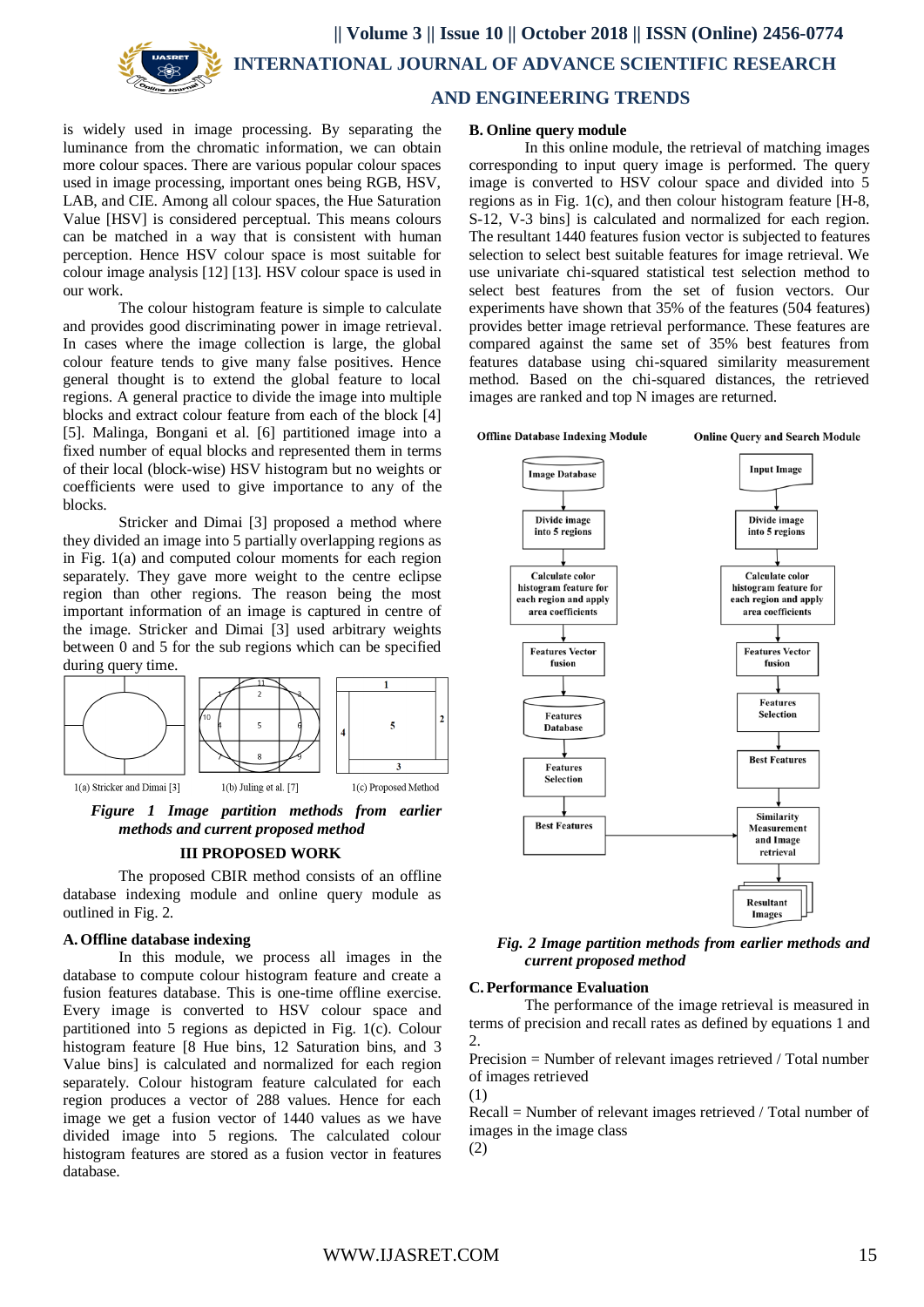is widely used in image processing. By separating the luminance from the chromatic information, we can obtain more colour spaces. There are various popular colour spaces used in image processing, important ones being RGB, HSV, LAB, and CIE. Among all colour spaces, the Hue Saturation Value [HSV] is considered perceptual. This means colours can be matched in a way that is consistent with human perception. Hence HSV colour space is most suitable for colour image analysis [12] [13]. HSV colour space is used in our work.

The colour histogram feature is simple to calculate and provides good discriminating power in image retrieval. In cases where the image collection is large, the global colour feature tends to give many false positives. Hence general thought is to extend the global feature to local regions. A general practice to divide the image into multiple blocks and extract colour feature from each of the block [4] [5]. Malinga, Bongani et al. [6] partitioned image into a fixed number of equal blocks and represented them in terms of their local (block-wise) HSV histogram but no weights or coefficients were used to give importance to any of the blocks.

Stricker and Dimai [3] proposed a method where they divided an image into 5 partially overlapping regions as in Fig. 1(a) and computed colour moments for each region separately. They gave more weight to the centre eclipse region than other regions. The reason being the most important information of an image is captured in centre of the image. Stricker and Dimai [3] used arbitrary weights between 0 and 5 for the sub regions which can be specified during query time.

1(a) Stricker and Dimai [3] 1(b) Juling et al. [7] 1(c) Proposed Method

***Figure 1 Image partition methods from earlier methods and current proposed method***

## III PROPOSED WORK

The proposed CBIR method consists of an offline database indexing module and online query module as outlined in Fig. 2.

### A. Offline database indexing

In this module, we process all images in the database to compute colour histogram feature and create a fusion features database. This is one-time offline exercise. Every image is converted to HSV colour space and partitioned into 5 regions as depicted in Fig. 1(c). Colour histogram feature [8 Hue bins, 12 Saturation bins, and 3 Value bins] is calculated and normalized for each region separately. Colour histogram feature calculated for each region produces a vector of 288 values. Hence for each image we get a fusion vector of 1440 values as we have divided image into 5 regions. The calculated colour histogram features are stored as a fusion vector in features database.

### B. Online query module

In this online module, the retrieval of matching images corresponding to input query image is performed. The query image is converted to HSV colour space and divided into 5 regions as in Fig. 1(c), and then colour histogram feature [H-8, S-12, V-3 bins] is calculated and normalized for each region. The resultant 1440 features fusion vector is subjected to features selection to select best suitable features for image retrieval. We use univariate chi-squared statistical test selection method to select best features from the set of fusion vectors. Our experiments have shown that 35% of the features (504 features) provides better image retrieval performance. These features are compared against the same set of 35% best features from features database using chi-squared similarity measurement method. Based on the chi-squared distances, the retrieved images are ranked and top N images are returned.

***Fig. 2 Image partition methods from earlier methods and current proposed method***

### C. Performance Evaluation

The performance of the image retrieval is measured in terms of precision and recall rates as defined by equations 1 and 2.

Precision = Number of relevant images retrieved / Total number of images retrieved
(1)

Recall = Number of relevant images retrieved / Total number of images in the image class
(2)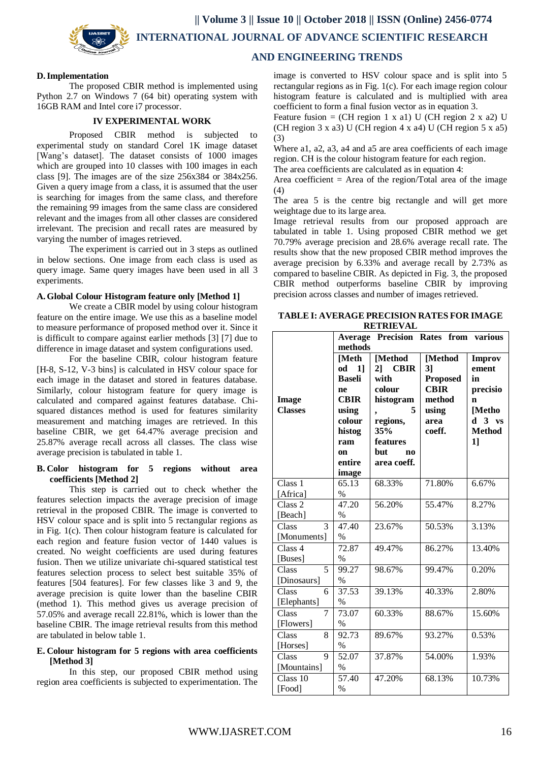### D. Implementation

The proposed CBIR method is implemented using Python 2.7 on Windows 7 (64 bit) operating system with 16GB RAM and Intel core i7 processor.

## IV EXPERIMENTAL WORK

Proposed CBIR method is subjected to experimental study on standard Corel 1K image dataset [Wang's dataset]. The dataset consists of 1000 images which are grouped into 10 classes with 100 images in each class [9]. The images are of the size 256x384 or 384x256. Given a query image from a class, it is assumed that the user is searching for images from the same class, and therefore the remaining 99 images from the same class are considered relevant and the images from all other classes are considered irrelevant. The precision and recall rates are measured by varying the number of images retrieved.

The experiment is carried out in 3 steps as outlined in below sections. One image from each class is used as query image. Same query images have been used in all 3 experiments.

### A. Global Colour Histogram feature only [Method 1]

We create a CBIR model by using colour histogram feature on the entire image. We use this as a baseline model to measure performance of proposed method over it. Since it is difficult to compare against earlier methods [3] [7] due to difference in image dataset and system configurations used.

For the baseline CBIR, colour histogram feature [H-8, S-12, V-3 bins] is calculated in HSV colour space for each image in the dataset and stored in features database. Similarly, colour histogram feature for query image is calculated and compared against features database. Chi-squared distances method is used for features similarity measurement and matching images are retrieved. In this baseline CBIR, we get 64.47% average precision and 25.87% average recall across all classes. The class wise average precision is tabulated in table 1.

### B. Color histogram for 5 regions without area coefficients [Method 2]

This step is carried out to check whether the features selection impacts the average precision of image retrieval in the proposed CBIR. The image is converted to HSV colour space and is split into 5 rectangular regions as in Fig. 1(c). Then colour histogram feature is calculated for each region and feature fusion vector of 1440 values is created. No weight coefficients are used during features fusion. Then we utilize univariate chi-squared statistical test features selection process to select best suitable 35% of features [504 features]. For few classes like 3 and 9, the average precision is quite lower than the baseline CBIR (method 1). This method gives us average precision of 57.05% and average recall 22.81%, which is lower than the baseline CBIR. The image retrieval results from this method are tabulated in below table 1.

### E. Colour histogram for 5 regions with area coefficients [Method 3]

In this step, our proposed CBIR method using region area coefficients is subjected to experimentation. The image is converted to HSV colour space and is split into 5 rectangular regions as in Fig. 1(c). For each image region colour histogram feature is calculated and is multiplied with area coefficient to form a final fusion vector as in equation 3.

Feature fusion = (CH region 1 x a1) U (CH region 2 x a2) U (CH region 3 x a3) U (CH region 4 x a4) U (CH region 5 x a5) (3)

Where a1, a2, a3, a4 and a5 are area coefficients of each image region. CH is the colour histogram feature for each region.

The area coefficients are calculated as in equation 4:

Area coefficient = Area of the region/Total area of the image (4)

The area 5 is the centre big rectangle and will get more weightage due to its large area.

Image retrieval results from our proposed approach are tabulated in table 1. Using proposed CBIR method we get 70.79% average precision and 28.6% average recall rate. The results show that the new proposed CBIR method improves the average precision by 6.33% and average recall by 2.73% as compared to baseline CBIR. As depicted in Fig. 3, the proposed CBIR method outperforms baseline CBIR by improving precision across classes and number of images retrieved.

**TABLE I: AVERAGE PRECISION RATES FOR IMAGE RETRIEVAL**

| Image Classes | Average Precision Rates from various methods | | | |
|---|---|---|---|---|
| | **[Method 1] Baseline CBIR using colour histogram on entire image** | **[Method 2] CBIR with colour histogram, 5 regions, 35% features but no area coeff.** | **[Method 3] Proposed CBIR method using area coeff.** | **Improvement in precision [Method 3 vs Method 1]** |
| Class 1 [Africa] | 65.13 % | 68.33% | 71.80% | 6.67% |
| Class 2 [Beach] | 47.20 % | 56.20% | 55.47% | 8.27% |
| Class 3 [Monuments] | 47.40 % | 23.67% | 50.53% | 3.13% |
| Class 4 [Buses] | 72.87 % | 49.47% | 86.27% | 13.40% |
| Class 5 [Dinosaurs] | 99.27 % | 98.67% | 99.47% | 0.20% |
| Class 6 [Elephants] | 37.53 % | 39.13% | 40.33% | 2.80% |
| Class 7 [Flowers] | 73.07 % | 60.33% | 88.67% | 15.60% |
| Class 8 [Horses] | 92.73 % | 89.67% | 93.27% | 0.53% |
| Class 9 [Mountains] | 52.07 % | 37.87% | 54.00% | 1.93% |
| Class 10 [Food] | 57.40 % | 47.20% | 68.13% | 10.73% |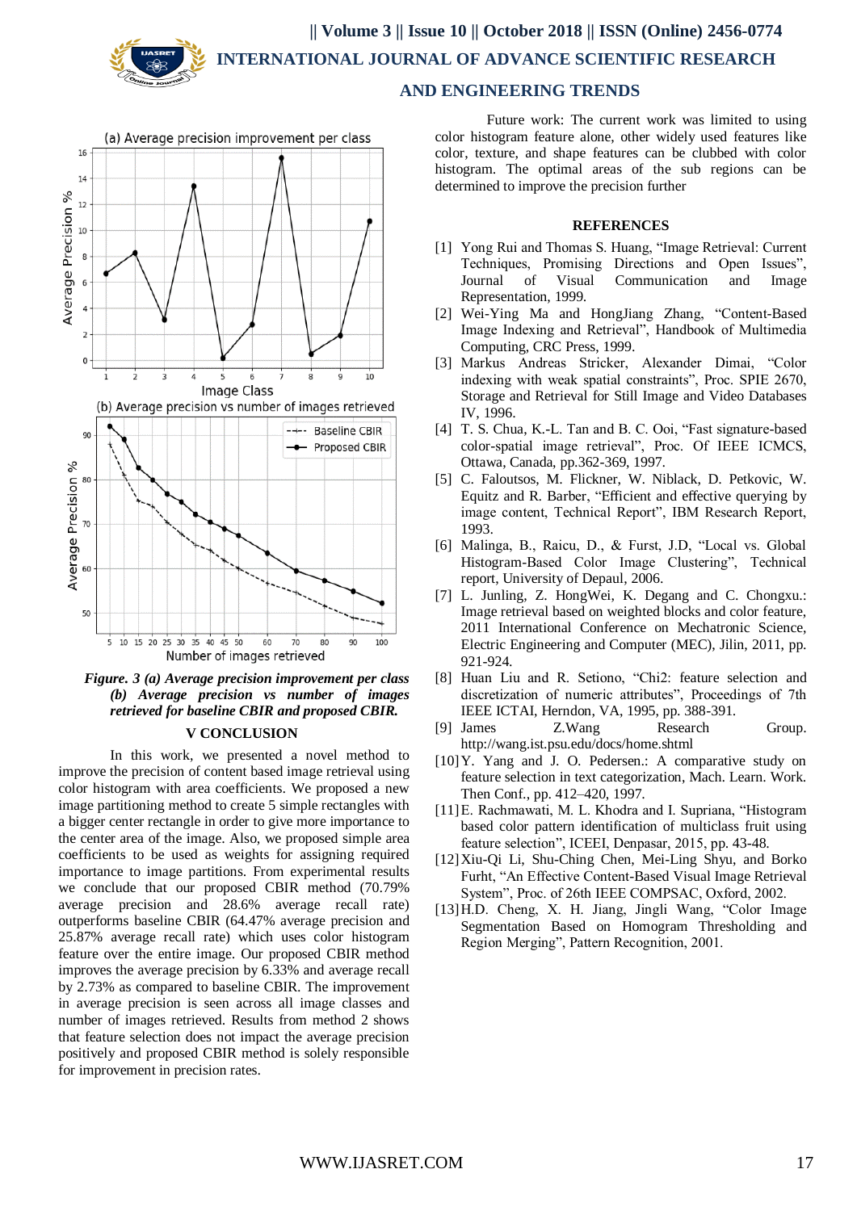(a) Average precision improvement per class

Average Precision %

16
14
12
10
8
6
4
2
0

1 2 3 4 5 6 7 8 9 10

Image Class

(b) Average precision vs number of images retrieved

Baseline CBIR
Proposed CBIR

Average Precision %

90
80
70
60
50

5 10 15 20 25 30 35 40 45 50 60 70 80 90 100

Number of images retrieved

*Figure. 3 (a) Average precision improvement per class (b) Average precision vs number of images retrieved for baseline CBIR and proposed CBIR.*

## V CONCLUSION

In this work, we presented a novel method to improve the precision of content based image retrieval using color histogram with area coefficients. We proposed a new image partitioning method to create 5 simple rectangles with a bigger center rectangle in order to give more importance to the center area of the image. Also, we proposed simple area coefficients to be used as weights for assigning required importance to image partitions. From experimental results we conclude that our proposed CBIR method (70.79% average precision and 28.6% average recall rate) outperforms baseline CBIR (64.47% average precision and 25.87% average recall rate) which uses color histogram feature over the entire image. Our proposed CBIR method improves the average precision by 6.33% and average recall by 2.73% as compared to baseline CBIR. The improvement in average precision is seen across all image classes and number of images retrieved. Results from method 2 shows that feature selection does not impact the average precision positively and proposed CBIR method is solely responsible for improvement in precision rates.

Future work: The current work was limited to using color histogram feature alone, other widely used features like color, texture, and shape features can be clubbed with color histogram. The optimal areas of the sub regions can be determined to improve the precision further

## REFERENCES

[1] Yong Rui and Thomas S. Huang, "Image Retrieval: Current Techniques, Promising Directions and Open Issues", Journal of Visual Communication and Image Representation, 1999.

[2] Wei-Ying Ma and HongJiang Zhang, "Content-Based Image Indexing and Retrieval", Handbook of Multimedia Computing, CRC Press, 1999.

[3] Markus Andreas Stricker, Alexander Dimai, "Color indexing with weak spatial constraints", Proc. SPIE 2670, Storage and Retrieval for Still Image and Video Databases IV, 1996.

[4] T. S. Chua, K.-L. Tan and B. C. Ooi, "Fast signature-based color-spatial image retrieval", Proc. Of IEEE ICMCS, Ottawa, Canada, pp.362-369, 1997.

[5] C. Faloutsos, M. Flickner, W. Niblack, D. Petkovic, W. Equitz and R. Barber, "Efficient and effective querying by image content, Technical Report", IBM Research Report, 1993.

[6] Malinga, B., Raicu, D., & Furst, J.D, "Local vs. Global Histogram-Based Color Image Clustering", Technical report, University of Depaul, 2006.

[7] L. Junling, Z. HongWei, K. Degang and C. Chongxu.: Image retrieval based on weighted blocks and color feature, 2011 International Conference on Mechatronic Science, Electric Engineering and Computer (MEC), Jilin, 2011, pp. 921-924.

[8] Huan Liu and R. Setiono, "Chi2: feature selection and discretization of numeric attributes", Proceedings of 7th IEEE ICTAI, Herndon, VA, 1995, pp. 388-391.

[9] James Z.Wang Research Group. http://wang.ist.psu.edu/docs/home.shtml

[10] Y. Yang and J. O. Pedersen.: A comparative study on feature selection in text categorization, Mach. Learn. Work. Then Conf., pp. 412–420, 1997.

[11] E. Rachmawati, M. L. Khodra and I. Supriana, "Histogram based color pattern identification of multiclass fruit using feature selection", ICEEI, Denpasar, 2015, pp. 43-48.

[12] Xiu-Qi Li, Shu-Ching Chen, Mei-Ling Shyu, and Borko Furht, "An Effective Content-Based Visual Image Retrieval System", Proc. of 26th IEEE COMPSAC, Oxford, 2002.

[13] H.D. Cheng, X. H. Jiang, Jingli Wang, "Color Image Segmentation Based on Homogram Thresholding and Region Merging", Pattern Recognition, 2001.